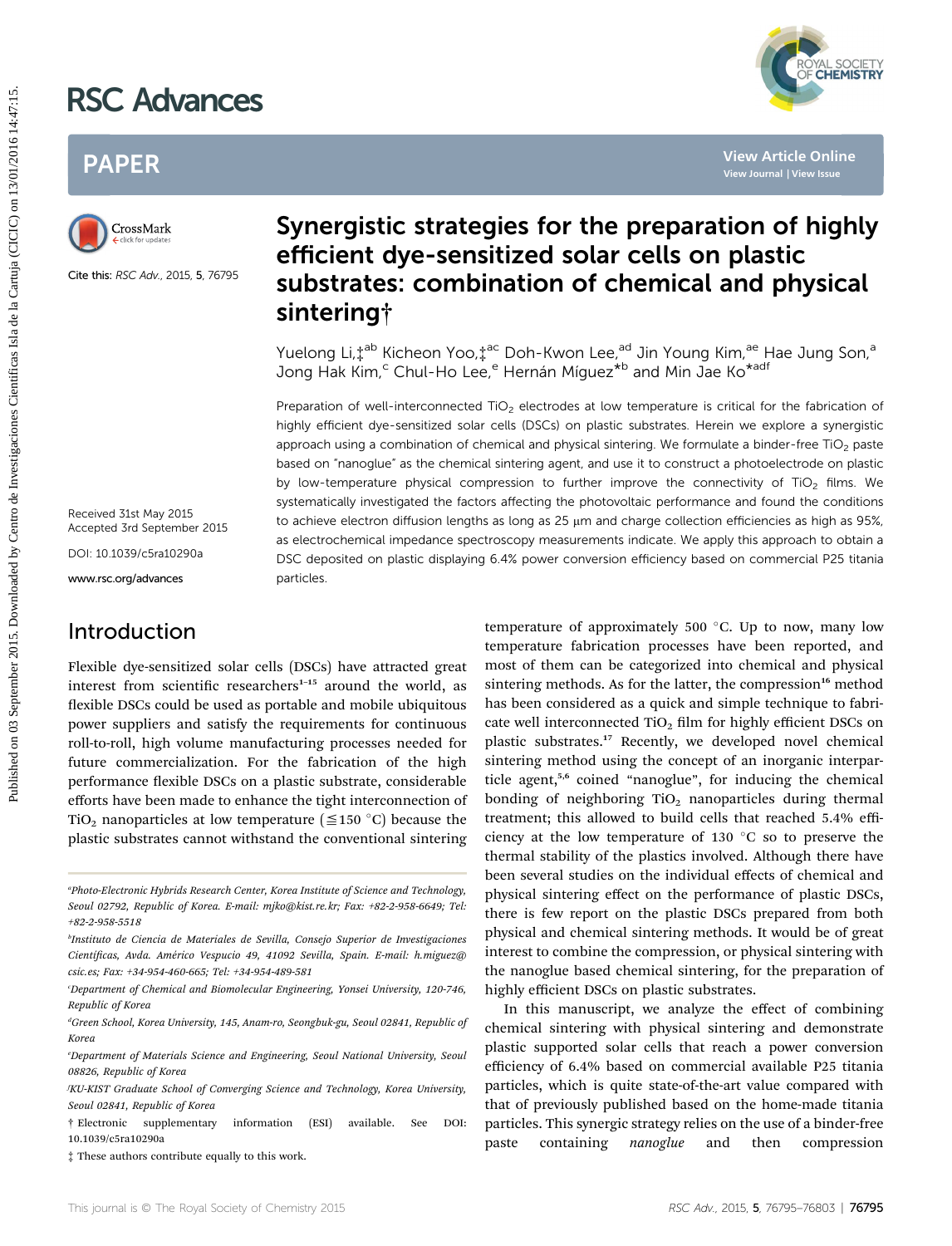# Synergistic strategies for the preparation of highly efficient dye-sensitized solar cells on plastic substrates: combination of chemical and physical sintering†

Yuelong Li,‡[ab] Kicheon Yoo,‡[ac] Doh-Kwon Lee,[ad] Jin Young Kim,[ae] Hae Jung Son,[a] Jong Hak Kim,[c] Chul-Ho Lee,[e] Hernán Míguez*[b] and Min Jae Ko*[adf]

Cite this: RSC Adv., 2015, 5, 76795

Received 31st May 2015
Accepted 3rd September 2015

DOI: 10.1039/c5ra10290a

www.rsc.org/advances

Preparation of well-interconnected $TiO_2$ electrodes at low temperature is critical for the fabrication of highly efficient dye-sensitized solar cells (DSCs) on plastic substrates. Herein we explore a synergistic approach using a combination of chemical and physical sintering. We formulate a binder-free $TiO_2$ paste based on "nanoglue" as the chemical sintering agent, and use it to construct a photoelectrode on plastic by low-temperature physical compression to further improve the connectivity of $TiO_2$ films. We systematically investigated the factors affecting the photovoltaic performance and found the conditions to achieve electron diffusion lengths as long as 25 μm and charge collection efficiencies as high as 95%, as electrochemical impedance spectroscopy measurements indicate. We apply this approach to obtain a DSC deposited on plastic displaying 6.4% power conversion efficiency based on commercial P25 titania particles.

## Introduction

Flexible dye-sensitized solar cells (DSCs) have attracted great interest from scientific researchers[1–15] around the world, as flexible DSCs could be used as portable and mobile ubiquitous power suppliers and satisfy the requirements for continuous roll-to-roll, high volume manufacturing processes needed for future commercialization. For the fabrication of the high performance flexible DSCs on a plastic substrate, considerable efforts have been made to enhance the tight interconnection of $TiO_2$ nanoparticles at low temperature (≦150 °C) because the plastic substrates cannot withstand the conventional sintering temperature of approximately 500 °C. Up to now, many low temperature fabrication processes have been reported, and most of them can be categorized into chemical and physical sintering methods. As for the latter, the compression[16] method has been considered as a quick and simple technique to fabricate well interconnected $TiO_2$ film for highly efficient DSCs on plastic substrates.[17] Recently, we developed novel chemical sintering method using the concept of an inorganic interparticle agent,[5,6] coined "nanoglue", for inducing the chemical bonding of neighboring $TiO_2$ nanoparticles during thermal treatment; this allowed to build cells that reached 5.4% efficiency at the low temperature of 130 °C so to preserve the thermal stability of the plastics involved. Although there have been several studies on the individual effects of chemical and physical sintering effect on the performance of plastic DSCs, there is few report on the plastic DSCs prepared from both physical and chemical sintering methods. It would be of great interest to combine the compression, or physical sintering with the nanoglue based chemical sintering, for the preparation of highly efficient DSCs on plastic substrates.

In this manuscript, we analyze the effect of combining chemical sintering with physical sintering and demonstrate plastic supported solar cells that reach a power conversion efficiency of 6.4% based on commercial available P25 titania particles, which is quite state-of-the-art value compared with that of previously published based on the home-made titania particles. This synergic strategy relies on the use of a binder-free paste containing *nanoglue* and then compression

[a] Photo-Electronic Hybrids Research Center, Korea Institute of Science and Technology, Seoul 02792, Republic of Korea. E-mail: mjko@kist.re.kr; Fax: +82-2-958-6649; Tel: +82-2-958-5518

[b] Instituto de Ciencia de Materiales de Sevilla, Consejo Superior de Investigaciones Científicas, Avda. Américo Vespucio 49, 41092 Sevilla, Spain. E-mail: h.miguez@csic.es; Fax: +34-954-460-665; Tel: +34-954-489-581

[c] Department of Chemical and Biomolecular Engineering, Yonsei University, 120-746, Republic of Korea

[d] Green School, Korea University, 145, Anam-ro, Seongbuk-gu, Seoul 02841, Republic of Korea

[e] Department of Materials Science and Engineering, Seoul National University, Seoul 08826, Republic of Korea

[f] KU-KIST Graduate School of Converging Science and Technology, Korea University, Seoul 02841, Republic of Korea

† Electronic supplementary information (ESI) available. See DOI: 10.1039/c5ra10290a

‡ These authors contribute equally to this work.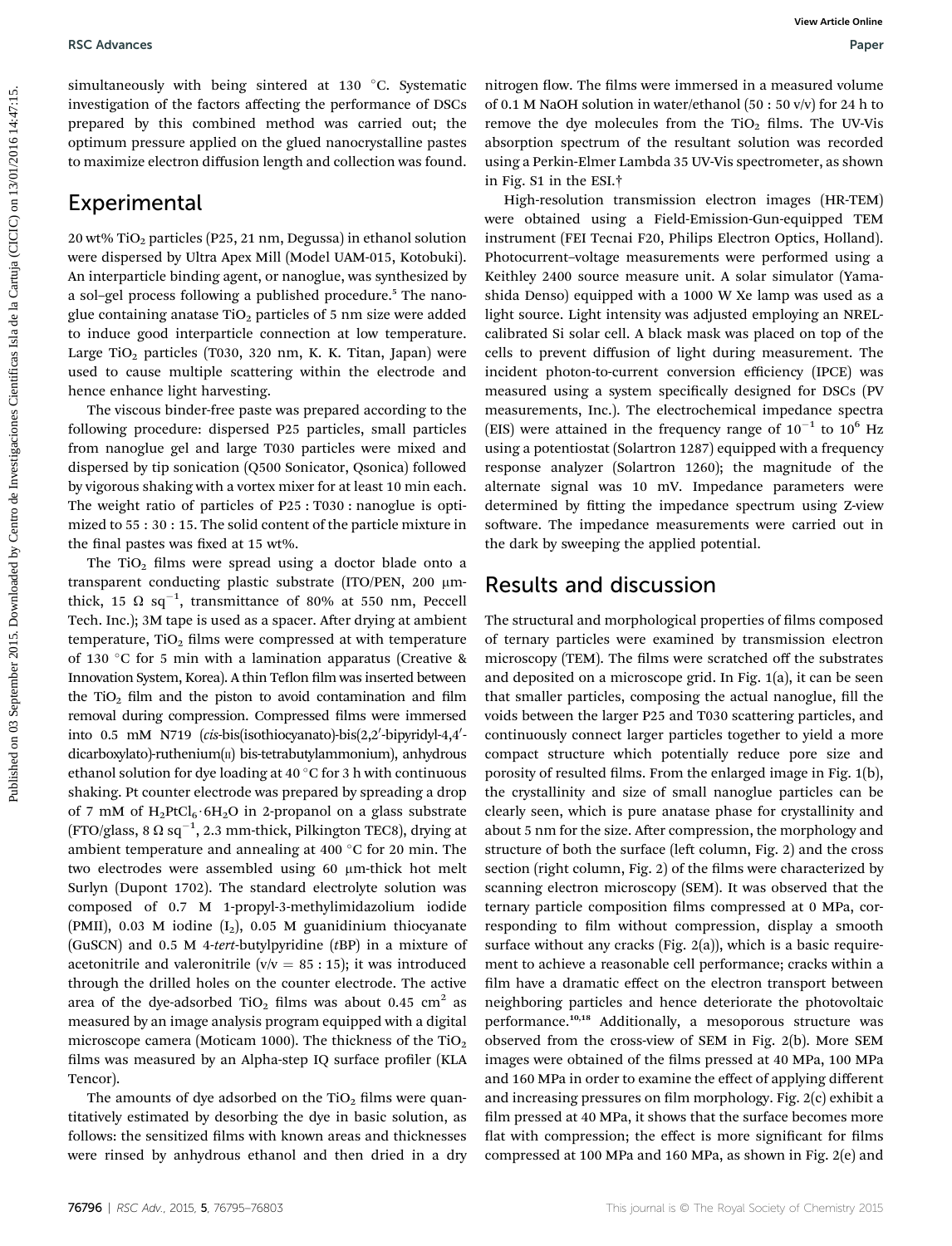simultaneously with being sintered at 130 °C. Systematic investigation of the factors affecting the performance of DSCs prepared by this combined method was carried out; the optimum pressure applied on the glued nanocrystalline pastes to maximize electron diffusion length and collection was found.

## Experimental

20 wt% $TiO_2$ particles (P25, 21 nm, Degussa) in ethanol solution were dispersed by Ultra Apex Mill (Model UAM-015, Kotobuki). An interparticle binding agent, or nanoglue, was synthesized by a sol–gel process following a published procedure.[5] The nanoglue containing anatase $TiO_2$ particles of 5 nm size were added to induce good interparticle connection at low temperature. Large $TiO_2$ particles (T030, 320 nm, K. K. Titan, Japan) were used to cause multiple scattering within the electrode and hence enhance light harvesting.

The viscous binder-free paste was prepared according to the following procedure: dispersed P25 particles, small particles from nanoglue gel and large T030 particles were mixed and dispersed by tip sonication (Q500 Sonicator, Qsonica) followed by vigorous shaking with a vortex mixer for at least 10 min each. The weight ratio of particles of P25 : T030 : nanoglue is optimized to 55 : 30 : 15. The solid content of the particle mixture in the final pastes was fixed at 15 wt%.

The $TiO_2$ films were spread using a doctor blade onto a transparent conducting plastic substrate (ITO/PEN, 200 μm-thick, 15 Ω $sq^{-1}$, transmittance of 80% at 550 nm, Peccell Tech. Inc.); 3M tape is used as a spacer. After drying at ambient temperature, $TiO_2$ films were compressed at with temperature of 130 °C for 5 min with a lamination apparatus (Creative & Innovation System, Korea). A thin Teflon film was inserted between the $TiO_2$ film and the piston to avoid contamination and film removal during compression. Compressed films were immersed into 0.5 mM N719 (*cis*-bis(isothiocyanato)-bis(2,2′-bipyridyl-4,4′-dicarboxylato)-ruthenium(II) bis-tetrabutylammonium), anhydrous ethanol solution for dye loading at 40 °C for 3 h with continuous shaking. Pt counter electrode was prepared by spreading a drop of 7 mM of $H_2PtCl_6 \cdot 6H_2O$ in 2-propanol on a glass substrate (FTO/glass, 8 Ω $sq^{-1}$, 2.3 mm-thick, Pilkington TEC8), drying at ambient temperature and annealing at 400 °C for 20 min. The two electrodes were assembled using 60 μm-thick hot melt Surlyn (Dupont 1702). The standard electrolyte solution was composed of 0.7 M 1-propyl-3-methylimidazolium iodide (PMII), 0.03 M iodine ($I_2$), 0.05 M guanidinium thiocyanate (GuSCN) and 0.5 M 4-*tert*-butylpyridine (*t*BP) in a mixture of acetonitrile and valeronitrile (v/v = 85 : 15); it was introduced through the drilled holes on the counter electrode. The active area of the dye-adsorbed $TiO_2$ films was about 0.45 $cm^2$ as measured by an image analysis program equipped with a digital microscope camera (Moticam 1000). The thickness of the $TiO_2$ films was measured by an Alpha-step IQ surface profiler (KLA Tencor).

The amounts of dye adsorbed on the $TiO_2$ films were quantitatively estimated by desorbing the dye in basic solution, as follows: the sensitized films with known areas and thicknesses were rinsed by anhydrous ethanol and then dried in a dry nitrogen flow. The films were immersed in a measured volume of 0.1 M NaOH solution in water/ethanol (50 : 50 v/v) for 24 h to remove the dye molecules from the $TiO_2$ films. The UV-Vis absorption spectrum of the resultant solution was recorded using a Perkin-Elmer Lambda 35 UV-Vis spectrometer, as shown in Fig. S1 in the ESI.†

High-resolution transmission electron images (HR-TEM) were obtained using a Field-Emission-Gun-equipped TEM instrument (FEI Tecnai F20, Philips Electron Optics, Holland). Photocurrent–voltage measurements were performed using a Keithley 2400 source measure unit. A solar simulator (Yamashida Denso) equipped with a 1000 W Xe lamp was used as a light source. Light intensity was adjusted employing an NREL-calibrated Si solar cell. A black mask was placed on top of the cells to prevent diffusion of light during measurement. The incident photon-to-current conversion efficiency (IPCE) was measured using a system specifically designed for DSCs (PV measurements, Inc.). The electrochemical impedance spectra (EIS) were attained in the frequency range of $10^{-1}$ to $10^6$ Hz using a potentiostat (Solartron 1287) equipped with a frequency response analyzer (Solartron 1260); the magnitude of the alternate signal was 10 mV. Impedance parameters were determined by fitting the impedance spectrum using Z-view software. The impedance measurements were carried out in the dark by sweeping the applied potential.

## Results and discussion

The structural and morphological properties of films composed of ternary particles were examined by transmission electron microscopy (TEM). The films were scratched off the substrates and deposited on a microscope grid. In Fig. 1(a), it can be seen that smaller particles, composing the actual nanoglue, fill the voids between the larger P25 and T030 scattering particles, and continuously connect larger particles together to yield a more compact structure which potentially reduce pore size and porosity of resulted films. From the enlarged image in Fig. 1(b), the crystallinity and size of small nanoglue particles can be clearly seen, which is pure anatase phase for crystallinity and about 5 nm for the size. After compression, the morphology and structure of both the surface (left column, Fig. 2) and the cross section (right column, Fig. 2) of the films were characterized by scanning electron microscopy (SEM). It was observed that the ternary particle composition films compressed at 0 MPa, corresponding to film without compression, display a smooth surface without any cracks (Fig. 2(a)), which is a basic requirement to achieve a reasonable cell performance; cracks within a film have a dramatic effect on the electron transport between neighboring particles and hence deteriorate the photovoltaic performance.[10,18] Additionally, a mesoporous structure was observed from the cross-view of SEM in Fig. 2(b). More SEM images were obtained of the films pressed at 40 MPa, 100 MPa and 160 MPa in order to examine the effect of applying different and increasing pressures on film morphology. Fig. 2(c) exhibit a film pressed at 40 MPa, it shows that the surface becomes more flat with compression; the effect is more significant for films compressed at 100 MPa and 160 MPa, as shown in Fig. 2(e) and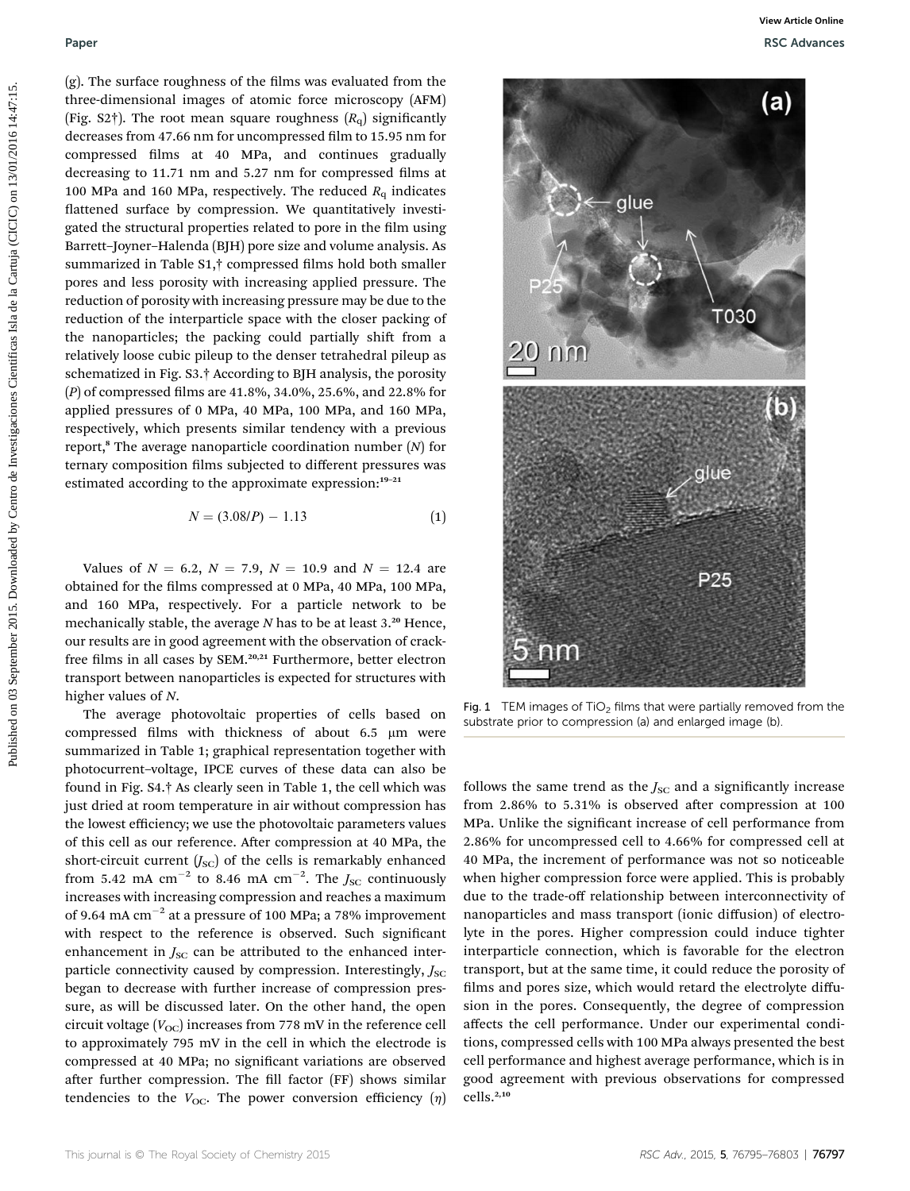(g). The surface roughness of the films was evaluated from the three-dimensional images of atomic force microscopy (AFM) (Fig. S2†). The root mean square roughness ($R_q$) significantly decreases from 47.66 nm for uncompressed film to 15.95 nm for compressed films at 40 MPa, and continues gradually decreasing to 11.71 nm and 5.27 nm for compressed films at 100 MPa and 160 MPa, respectively. The reduced $R_q$ indicates flattened surface by compression. We quantitatively investigated the structural properties related to pore in the film using Barrett–Joyner–Halenda (BJH) pore size and volume analysis. As summarized in Table S1,† compressed films hold both smaller pores and less porosity with increasing applied pressure. The reduction of porosity with increasing pressure may be due to the reduction of the interparticle space with the closer packing of the nanoparticles; the packing could partially shift from a relatively loose cubic pileup to the denser tetrahedral pileup as schematized in Fig. S3.† According to BJH analysis, the porosity ($P$) of compressed films are 41.8%, 34.0%, 25.6%, and 22.8% for applied pressures of 0 MPa, 40 MPa, 100 MPa, and 160 MPa, respectively, which presents similar tendency with a previous report.[8] The average nanoparticle coordination number ($N$) for ternary composition films subjected to different pressures was estimated according to the approximate expression:[19–21]

$$N = (3.08/P) - 1.13 \quad (1)$$

Values of $N = 6.2$, $N = 7.9$, $N = 10.9$ and $N = 12.4$ are obtained for the films compressed at 0 MPa, 40 MPa, 100 MPa, and 160 MPa, respectively. For a particle network to be mechanically stable, the average $N$ has to be at least 3.[20] Hence, our results are in good agreement with the observation of crack-free films in all cases by SEM.[20,21] Furthermore, better electron transport between nanoparticles is expected for structures with higher values of $N$.

The average photovoltaic properties of cells based on compressed films with thickness of about 6.5 μm were summarized in Table 1; graphical representation together with photocurrent–voltage, IPCE curves of these data can also be found in Fig. S4.† As clearly seen in Table 1, the cell which was just dried at room temperature in air without compression has the lowest efficiency; we use the photovoltaic parameters values of this cell as our reference. After compression at 40 MPa, the short-circuit current ($J_{SC}$) of the cells is remarkably enhanced from 5.42 mA cm$^{-2}$ to 8.46 mA cm$^{-2}$. The $J_{SC}$ continuously increases with increasing compression and reaches a maximum of 9.64 mA cm$^{-2}$ at a pressure of 100 MPa; a 78% improvement with respect to the reference is observed. Such significant enhancement in $J_{SC}$ can be attributed to the enhanced interparticle connectivity caused by compression. Interestingly, $J_{SC}$ began to decrease with further increase of compression pressure, as will be discussed later. On the other hand, the open circuit voltage ($V_{OC}$) increases from 778 mV in the reference cell to approximately 795 mV in the cell in which the electrode is compressed at 40 MPa; no significant variations are observed after further compression. The fill factor (FF) shows similar tendencies to the $V_{OC}$. The power conversion efficiency ($\eta$) follows the same trend as the $J_{SC}$ and a significantly increase from 2.86% to 5.31% is observed after compression at 100 MPa. Unlike the significant increase of cell performance from 2.86% for uncompressed cell to 4.66% for compressed cell at 40 MPa, the increment of performance was not so noticeable when higher compression force were applied. This is probably due to the trade-off relationship between interconnectivity of nanoparticles and mass transport (ionic diffusion) of electrolyte in the pores. Higher compression could induce tighter interparticle connection, which is favorable for the electron transport, but at the same time, it could reduce the porosity of films and pores size, which would retard the electrolyte diffusion in the pores. Consequently, the degree of compression affects the cell performance. Under our experimental conditions, compressed cells with 100 MPa always presented the best cell performance and highest average performance, which is in good agreement with previous observations for compressed cells.[2,10]

Fig. 1 TEM images of $TiO_2$ films that were partially removed from the substrate prior to compression (a) and enlarged image (b).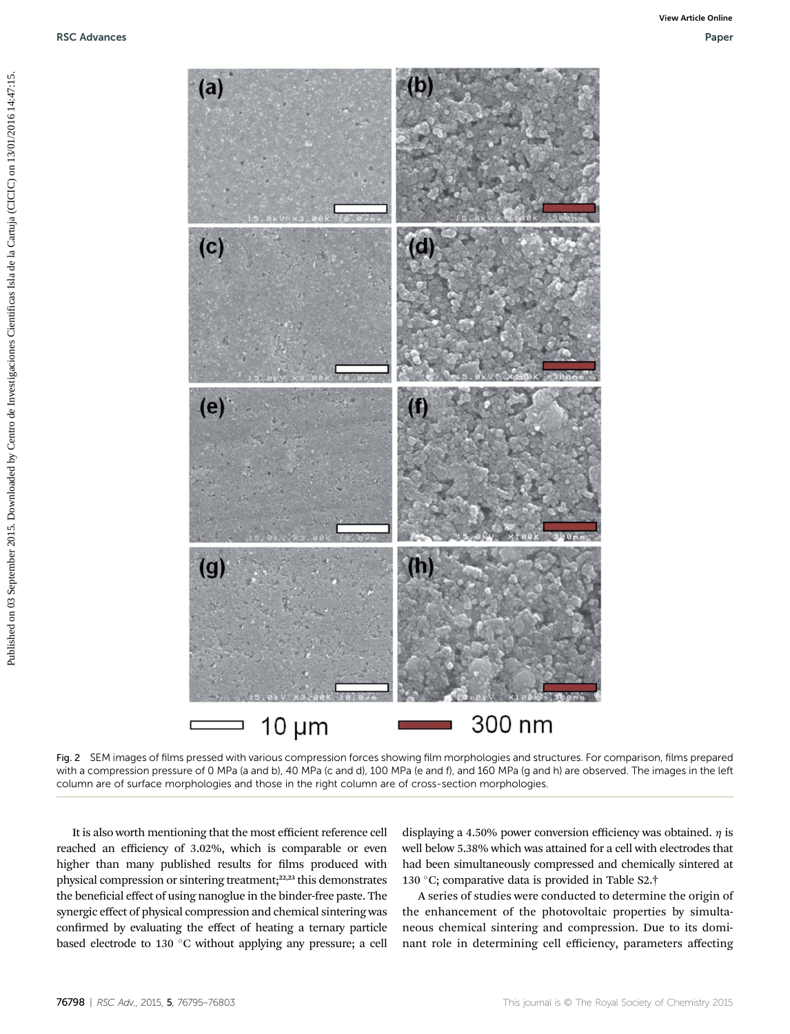Fig. 2 SEM images of films pressed with various compression forces showing film morphologies and structures. For comparison, films prepared with a compression pressure of 0 MPa (a and b), 40 MPa (c and d), 100 MPa (e and f), and 160 MPa (g and h) are observed. The images in the left column are of surface morphologies and those in the right column are of cross-section morphologies.

It is also worth mentioning that the most efficient reference cell reached an efficiency of 3.02%, which is comparable or even higher than many published results for films produced with physical compression or sintering treatment;[22,23] this demonstrates the beneficial effect of using nanoglue in the binder-free paste. The synergic effect of physical compression and chemical sintering was confirmed by evaluating the effect of heating a ternary particle based electrode to 130 °C without applying any pressure; a cell displaying a 4.50% power conversion efficiency was obtained. $\eta$ is well below 5.38% which was attained for a cell with electrodes that had been simultaneously compressed and chemically sintered at 130 °C; comparative data is provided in Table S2.†

A series of studies were conducted to determine the origin of the enhancement of the photovoltaic properties by simultaneous chemical sintering and compression. Due to its dominant role in determining cell efficiency, parameters affecting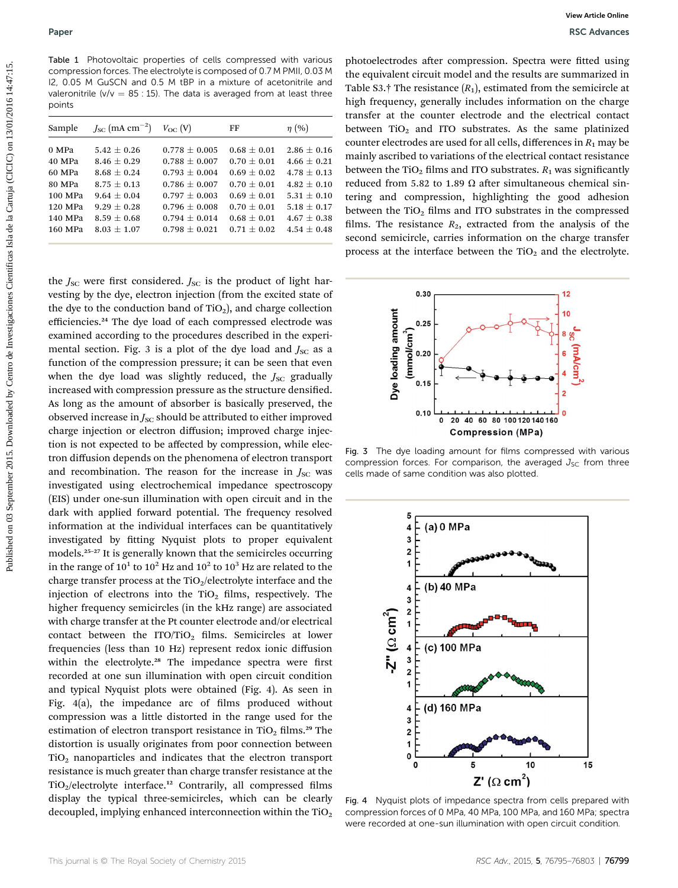Table 1 Photovoltaic properties of cells compressed with various compression forces. The electrolyte is composed of 0.7 M PMII, 0.03 M I2, 0.05 M GuSCN and 0.5 M tBP in a mixture of acetonitrile and valeronitrile (v/v = 85 : 15). The data is averaged from at least three points

| Sample | $J_{SC}$ (mA cm$^{-2}$) | $V_{OC}$ (V) | FF | $\eta$ (%) |
|---|---|---|---|---|
| 0 MPa | 5.42 ± 0.26 | 0.778 ± 0.005 | 0.68 ± 0.01 | 2.86 ± 0.16 |
| 40 MPa | 8.46 ± 0.29 | 0.788 ± 0.007 | 0.70 ± 0.01 | 4.66 ± 0.21 |
| 60 MPa | 8.68 ± 0.24 | 0.793 ± 0.004 | 0.69 ± 0.02 | 4.78 ± 0.13 |
| 80 MPa | 8.75 ± 0.13 | 0.786 ± 0.007 | 0.70 ± 0.01 | 4.82 ± 0.10 |
| 100 MPa | 9.64 ± 0.04 | 0.797 ± 0.003 | 0.69 ± 0.01 | 5.31 ± 0.10 |
| 120 MPa | 9.29 ± 0.28 | 0.796 ± 0.008 | 0.70 ± 0.01 | 5.18 ± 0.17 |
| 140 MPa | 8.59 ± 0.68 | 0.794 ± 0.014 | 0.68 ± 0.01 | 4.67 ± 0.38 |
| 160 MPa | 8.03 ± 1.07 | 0.798 ± 0.021 | 0.71 ± 0.02 | 4.54 ± 0.48 |

the $J_{SC}$ were first considered. $J_{SC}$ is the product of light harvesting by the dye, electron injection (from the excited state of the dye to the conduction band of $TiO_2$), and charge collection efficiencies.[24] The dye load of each compressed electrode was examined according to the procedures described in the experimental section. Fig. 3 is a plot of the dye load and $J_{SC}$ as a function of the compression pressure; it can be seen that even when the dye load was slightly reduced, the $J_{SC}$ gradually increased with compression pressure as the structure densified. As long as the amount of absorber is basically preserved, the observed increase in $J_{SC}$ should be attributed to either improved charge injection or electron diffusion; improved charge injection is not expected to be affected by compression, while electron diffusion depends on the phenomena of electron transport and recombination. The reason for the increase in $J_{SC}$ was investigated using electrochemical impedance spectroscopy (EIS) under one-sun illumination with open circuit and in the dark with applied forward potential. The frequency resolved information at the individual interfaces can be quantitatively investigated by fitting Nyquist plots to proper equivalent models.[25–27] It is generally known that the semicircles occurring in the range of $10^1$ to $10^2$ Hz and $10^2$ to $10^3$ Hz are related to the charge transfer process at the $TiO_2$/electrolyte interface and the injection of electrons into the $TiO_2$ films, respectively. The higher frequency semicircles (in the kHz range) are associated with charge transfer at the Pt counter electrode and/or electrical contact between the ITO/$TiO_2$ films. Semicircles at lower frequencies (less than 10 Hz) represent redox ionic diffusion within the electrolyte.[28] The impedance spectra were first recorded at one sun illumination with open circuit condition and typical Nyquist plots were obtained (Fig. 4). As seen in Fig. 4(a), the impedance arc of films produced without compression was a little distorted in the range used for the estimation of electron transport resistance in $TiO_2$ films.[29] The distortion is usually originates from poor connection between $TiO_2$ nanoparticles and indicates that the electron transport resistance is much greater than charge transfer resistance at the $TiO_2$/electrolyte interface.[12] Contrarily, all compressed films display the typical three-semicircles, which can be clearly decoupled, implying enhanced interconnection within the $TiO_2$ photoelectrodes after compression. Spectra were fitted using the equivalent circuit model and the results are summarized in Table S3.† The resistance ($R_1$), estimated from the semicircle at high frequency, generally includes information on the charge transfer at the counter electrode and the electrical contact between $TiO_2$ and ITO substrates. As the same platinized counter electrodes are used for all cells, differences in $R_1$ may be mainly ascribed to variations of the electrical contact resistance between the $TiO_2$ films and ITO substrates. $R_1$ was significantly reduced from 5.82 to 1.89 Ω after simultaneous chemical sintering and compression, highlighting the good adhesion between the $TiO_2$ films and ITO substrates in the compressed films. The resistance $R_2$, extracted from the analysis of the second semicircle, carries information on the charge transfer process at the interface between the $TiO_2$ and the electrolyte.

Fig. 3 The dye loading amount for films compressed with various compression forces. For comparison, the averaged $J_{SC}$ from three cells made of same condition was also plotted.

Fig. 4 Nyquist plots of impedance spectra from cells prepared with compression forces of 0 MPa, 40 MPa, 100 MPa, and 160 MPa; spectra were recorded at one-sun illumination with open circuit condition.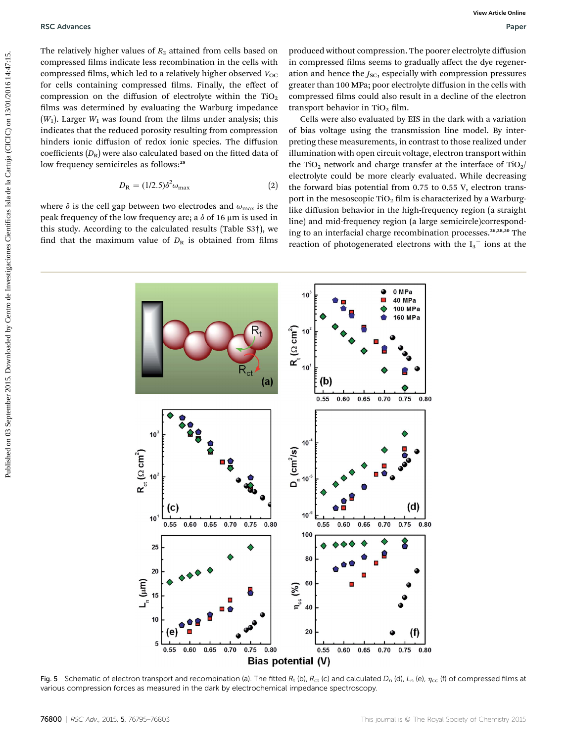The relatively higher values of $R_2$ attained from cells based on compressed films indicate less recombination in the cells with compressed films, which led to a relatively higher observed $V_{OC}$ for cells containing compressed films. Finally, the effect of compression on the diffusion of electrolyte within the $TiO_2$ films was determined by evaluating the Warburg impedance ($W_1$). Larger $W_1$ was found from the films under analysis; this indicates that the reduced porosity resulting from compression hinders ionic diffusion of redox ionic species. The diffusion coefficients ($D_R$) were also calculated based on the fitted data of low frequency semicircles as follows:[28]

$$D_R = (1/2.5)\delta^2\omega_{max} \quad (2)$$

where $\delta$ is the cell gap between two electrodes and $\omega_{max}$ is the peak frequency of the low frequency arc; a $\delta$ of 16 μm is used in this study. According to the calculated results (Table S3†), we find that the maximum value of $D_R$ is obtained from films produced without compression. The poorer electrolyte diffusion in compressed films seems to gradually affect the dye regeneration and hence the $J_{SC}$, especially with compression pressures greater than 100 MPa; poor electrolyte diffusion in the cells with compressed films could also result in a decline of the electron transport behavior in $TiO_2$ film.

Cells were also evaluated by EIS in the dark with a variation of bias voltage using the transmission line model. By interpreting these measurements, in contrast to those realized under illumination with open circuit voltage, electron transport within the $TiO_2$ network and charge transfer at the interface of $TiO_2$/electrolyte could be more clearly evaluated. While decreasing the forward bias potential from 0.75 to 0.55 V, electron transport in the mesoscopic $TiO_2$ film is characterized by a Warburg-like diffusion behavior in the high-frequency region (a straight line) and mid-frequency region (a large semicircle)corresponding to an interfacial charge recombination processes.[26,28,30] The reaction of photogenerated electrons with the $I_3^-$ ions at the

Fig. 5 Schematic of electron transport and recombination (a). The fitted $R_t$ (b), $R_{ct}$ (c) and calculated $D_n$ (d), $L_n$ (e), $\eta_{cc}$ (f) of compressed films at various compression forces as measured in the dark by electrochemical impedance spectroscopy.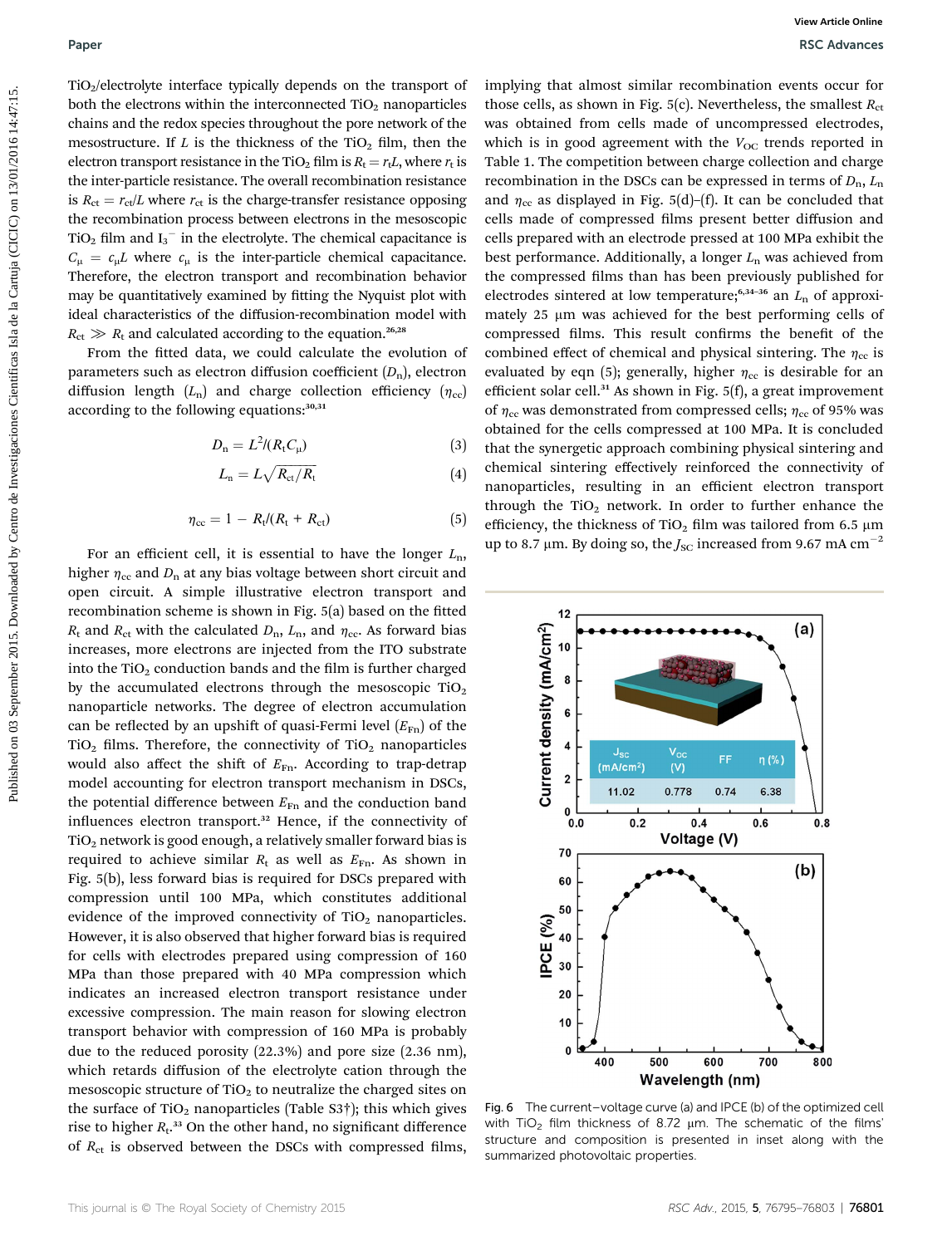TiO$_2$/electrolyte interface typically depends on the transport of both the electrons within the interconnected TiO$_2$ nanoparticles chains and the redox species throughout the pore network of the mesostructure. If $L$ is the thickness of the TiO$_2$ film, then the electron transport resistance in the TiO$_2$ film is $R_t = r_t L$, where $r_t$ is the inter-particle resistance. The overall recombination resistance is $R_{ct} = r_{ct}/L$ where $r_{ct}$ is the charge-transfer resistance opposing the recombination process between electrons in the mesoscopic TiO$_2$ film and $I_3^-$ in the electrolyte. The chemical capacitance is $C_\mu = c_\mu L$ where $c_\mu$ is the inter-particle chemical capacitance. Therefore, the electron transport and recombination behavior may be quantitatively examined by fitting the Nyquist plot with ideal characteristics of the diffusion-recombination model with $R_{ct} \gg R_t$ and calculated according to the equation.[26,28]

From the fitted data, we could calculate the evolution of parameters such as electron diffusion coefficient ($D_n$), electron diffusion length ($L_n$) and charge collection efficiency ($\eta_{cc}$) according to the following equations:[30,31]

$$D_n = L^2/(R_t C_\mu) \tag{3}$$

$$L_n = L\sqrt{R_{ct}/R_t} \tag{4}$$

$$\eta_{cc} = 1 - R_t/(R_t + R_{ct}) \tag{5}$$

For an efficient cell, it is essential to have the longer $L_n$, higher $\eta_{cc}$ and $D_n$ at any bias voltage between short circuit and open circuit. A simple illustrative electron transport and recombination scheme is shown in Fig. 5(a) based on the fitted $R_t$ and $R_{ct}$ with the calculated $D_n$, $L_n$, and $\eta_{cc}$. As forward bias increases, more electrons are injected from the ITO substrate into the TiO$_2$ conduction bands and the film is further charged by the accumulated electrons through the mesoscopic TiO$_2$ nanoparticle networks. The degree of electron accumulation can be reflected by an upshift of quasi-Fermi level ($E_{Fn}$) of the TiO$_2$ films. Therefore, the connectivity of TiO$_2$ nanoparticles would also affect the shift of $E_{Fn}$. According to trap-detrap model accounting for electron transport mechanism in DSCs, the potential difference between $E_{Fn}$ and the conduction band influences electron transport.[32] Hence, if the connectivity of TiO$_2$ network is good enough, a relatively smaller forward bias is required to achieve similar $R_t$ as well as $E_{Fn}$. As shown in Fig. 5(b), less forward bias is required for DSCs prepared with compression until 100 MPa, which constitutes additional evidence of the improved connectivity of TiO$_2$ nanoparticles. However, it is also observed that higher forward bias is required for cells with electrodes prepared using compression of 160 MPa than those prepared with 40 MPa compression which indicates an increased electron transport resistance under excessive compression. The main reason for slowing electron transport behavior with compression of 160 MPa is probably due to the reduced porosity (22.3%) and pore size (2.36 nm), which retards diffusion of the electrolyte cation through the mesoscopic structure of TiO$_2$ to neutralize the charged sites on the surface of TiO$_2$ nanoparticles (Table S3†); this which gives rise to higher $R_t$.[33] On the other hand, no significant difference of $R_{ct}$ is observed between the DSCs with compressed films, implying that almost similar recombination events occur for those cells, as shown in Fig. 5(c). Nevertheless, the smallest $R_{ct}$ was obtained from cells made of uncompressed electrodes, which is in good agreement with the $V_{OC}$ trends reported in Table 1. The competition between charge collection and charge recombination in the DSCs can be expressed in terms of $D_n$, $L_n$ and $\eta_{cc}$ as displayed in Fig. 5(d)–(f). It can be concluded that cells made of compressed films present better diffusion and cells prepared with an electrode pressed at 100 MPa exhibit the best performance. Additionally, a longer $L_n$ was achieved from the compressed films than has been previously published for electrodes sintered at low temperature;[6,34–36] an $L_n$ of approximately 25 μm was achieved for the best performing cells of compressed films. This result confirms the benefit of the combined effect of chemical and physical sintering. The $\eta_{cc}$ is evaluated by eqn (5); generally, higher $\eta_{cc}$ is desirable for an efficient solar cell.[31] As shown in Fig. 5(f), a great improvement of $\eta_{cc}$ was demonstrated from compressed cells; $\eta_{cc}$ of 95% was obtained for the cells compressed at 100 MPa. It is concluded that the synergetic approach combining physical sintering and chemical sintering effectively reinforced the connectivity of nanoparticles, resulting in an efficient electron transport through the TiO$_2$ network. In order to further enhance the efficiency, the thickness of TiO$_2$ film was tailored from 6.5 μm up to 8.7 μm. By doing so, the $J_{SC}$ increased from 9.67 mA cm$^{-2}$

| $J_{SC}$ (mA/cm$^2$) | $V_{OC}$ (V) | FF | η (%) |
|---|---|---|---|
| 11.02 | 0.778 | 0.74 | 6.38 |

Fig. 6 The current–voltage curve (a) and IPCE (b) of the optimized cell with TiO$_2$ film thickness of 8.72 μm. The schematic of the films' structure and composition is presented in inset along with the summarized photovoltaic properties.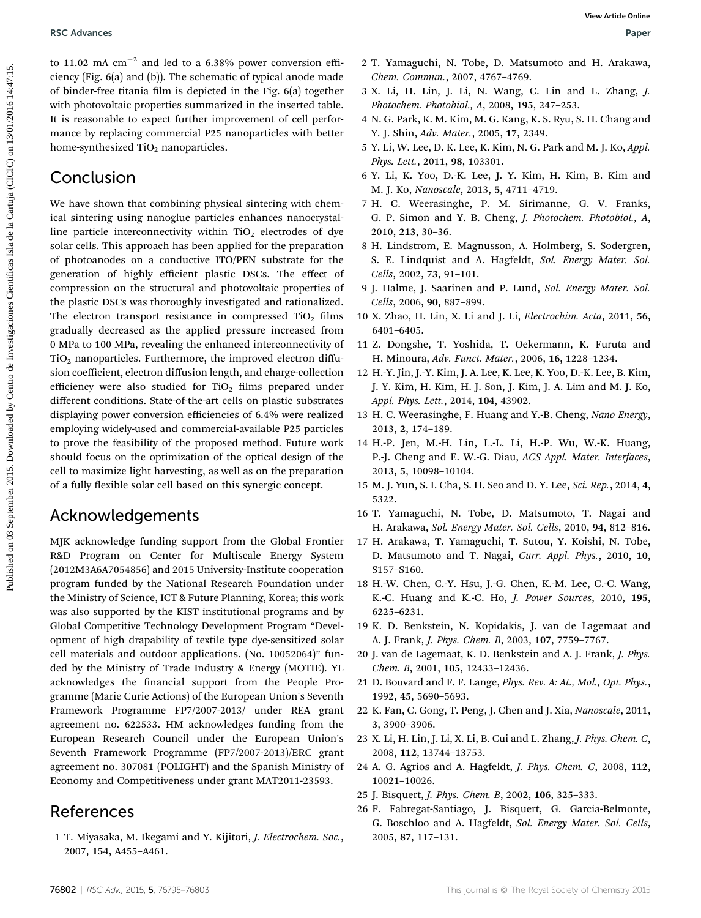to 11.02 mA $cm^{-2}$ and led to a 6.38% power conversion efficiency (Fig. 6(a) and (b)). The schematic of typical anode made of binder-free titania film is depicted in the Fig. 6(a) together with photovoltaic properties summarized in the inserted table. It is reasonable to expect further improvement of cell performance by replacing commercial P25 nanoparticles with better home-synthesized $TiO_2$ nanoparticles.

## Conclusion

We have shown that combining physical sintering with chemical sintering using nanoglue particles enhances nanocrystalline particle interconnectivity within $TiO_2$ electrodes of dye solar cells. This approach has been applied for the preparation of photoanodes on a conductive ITO/PEN substrate for the generation of highly efficient plastic DSCs. The effect of compression on the structural and photovoltaic properties of the plastic DSCs was thoroughly investigated and rationalized. The electron transport resistance in compressed $TiO_2$ films gradually decreased as the applied pressure increased from 0 MPa to 100 MPa, revealing the enhanced interconnectivity of $TiO_2$ nanoparticles. Furthermore, the improved electron diffusion coefficient, electron diffusion length, and charge-collection efficiency were also studied for $TiO_2$ films prepared under different conditions. State-of-the-art cells on plastic substrates displaying power conversion efficiencies of 6.4% were realized employing widely-used and commercial-available P25 particles to prove the feasibility of the proposed method. Future work should focus on the optimization of the optical design of the cell to maximize light harvesting, as well as on the preparation of a fully flexible solar cell based on this synergic concept.

## Acknowledgements

MJK acknowledge funding support from the Global Frontier R&D Program on Center for Multiscale Energy System (2012M3A6A7054856) and 2015 University-Institute cooperation program funded by the National Research Foundation under the Ministry of Science, ICT & Future Planning, Korea; this work was also supported by the KIST institutional programs and by Global Competitive Technology Development Program "Development of high drapability of textile type dye-sensitized solar cell materials and outdoor applications. (No. 10052064)" funded by the Ministry of Trade Industry & Energy (MOTIE). YL acknowledges the financial support from the People Programme (Marie Curie Actions) of the European Union's Seventh Framework Programme FP7/2007-2013/ under REA grant agreement no. 622533. HM acknowledges funding from the European Research Council under the European Union's Seventh Framework Programme (FP7/2007-2013)/ERC grant agreement no. 307081 (POLIGHT) and the Spanish Ministry of Economy and Competitiveness under grant MAT2011-23593.

## References

1 T. Miyasaka, M. Ikegami and Y. Kijitori, *J. Electrochem. Soc.*, 2007, **154**, A455–A461.

2 T. Yamaguchi, N. Tobe, D. Matsumoto and H. Arakawa, *Chem. Commun.*, 2007, 4767–4769.

3 X. Li, H. Lin, J. Li, N. Wang, C. Lin and L. Zhang, *J. Photochem. Photobiol., A*, 2008, **195**, 247–253.

4 N. G. Park, K. M. Kim, M. G. Kang, K. S. Ryu, S. H. Chang and Y. J. Shin, *Adv. Mater.*, 2005, **17**, 2349.

5 Y. Li, W. Lee, D. K. Lee, K. Kim, N. G. Park and M. J. Ko, *Appl. Phys. Lett.*, 2011, **98**, 103301.

6 Y. Li, K. Yoo, D.-K. Lee, J. Y. Kim, H. Kim, B. Kim and M. J. Ko, *Nanoscale*, 2013, **5**, 4711–4719.

7 H. C. Weerasinghe, P. M. Sirimanne, G. V. Franks, G. P. Simon and Y. B. Cheng, *J. Photochem. Photobiol., A*, 2010, **213**, 30–36.

8 H. Lindstrom, E. Magnusson, A. Holmberg, S. Sodergren, S. E. Lindquist and A. Hagfeldt, *Sol. Energy Mater. Sol. Cells*, 2002, **73**, 91–101.

9 J. Halme, J. Saarinen and P. Lund, *Sol. Energy Mater. Sol. Cells*, 2006, **90**, 887–899.

10 X. Zhao, H. Lin, X. Li and J. Li, *Electrochim. Acta*, 2011, **56**, 6401–6405.

11 Z. Dongshe, T. Yoshida, T. Oekermann, K. Furuta and H. Minoura, *Adv. Funct. Mater.*, 2006, **16**, 1228–1234.

12 H.-Y. Jin, J.-Y. Kim, J. A. Lee, K. Lee, K. Yoo, D.-K. Lee, B. Kim, J. Y. Kim, H. Kim, H. J. Son, J. Kim, J. A. Lim and M. J. Ko, *Appl. Phys. Lett.*, 2014, **104**, 43902.

13 H. C. Weerasinghe, F. Huang and Y.-B. Cheng, *Nano Energy*, 2013, **2**, 174–189.

14 H.-P. Jen, M.-H. Lin, L.-L. Li, H.-P. Wu, W.-K. Huang, P.-J. Cheng and E. W.-G. Diau, *ACS Appl. Mater. Interfaces*, 2013, **5**, 10098–10104.

15 M. J. Yun, S. I. Cha, S. H. Seo and D. Y. Lee, *Sci. Rep.*, 2014, **4**, 5322.

16 T. Yamaguchi, N. Tobe, D. Matsumoto, T. Nagai and H. Arakawa, *Sol. Energy Mater. Sol. Cells*, 2010, **94**, 812–816.

17 H. Arakawa, T. Yamaguchi, T. Sutou, Y. Koishi, N. Tobe, D. Matsumoto and T. Nagai, *Curr. Appl. Phys.*, 2010, **10**, S157–S160.

18 H.-W. Chen, C.-Y. Hsu, J.-G. Chen, K.-M. Lee, C.-C. Wang, K.-C. Huang and K.-C. Ho, *J. Power Sources*, 2010, **195**, 6225–6231.

19 K. D. Benkstein, N. Kopidakis, J. van de Lagemaat and A. J. Frank, *J. Phys. Chem. B*, 2003, **107**, 7759–7767.

20 J. van de Lagemaat, K. D. Benkstein and A. J. Frank, *J. Phys. Chem. B*, 2001, **105**, 12433–12436.

21 D. Bouvard and F. F. Lange, *Phys. Rev. A: At., Mol., Opt. Phys.*, 1992, **45**, 5690–5693.

22 K. Fan, C. Gong, T. Peng, J. Chen and J. Xia, *Nanoscale*, 2011, **3**, 3900–3906.

23 X. Li, H. Lin, J. Li, X. Li, B. Cui and L. Zhang, *J. Phys. Chem. C*, 2008, **112**, 13744–13753.

24 A. G. Agrios and A. Hagfeldt, *J. Phys. Chem. C*, 2008, **112**, 10021–10026.

25 J. Bisquert, *J. Phys. Chem. B*, 2002, **106**, 325–333.

26 F. Fabregat-Santiago, J. Bisquert, G. Garcia-Belmonte, G. Boschloo and A. Hagfeldt, *Sol. Energy Mater. Sol. Cells*, 2005, **87**, 117–131.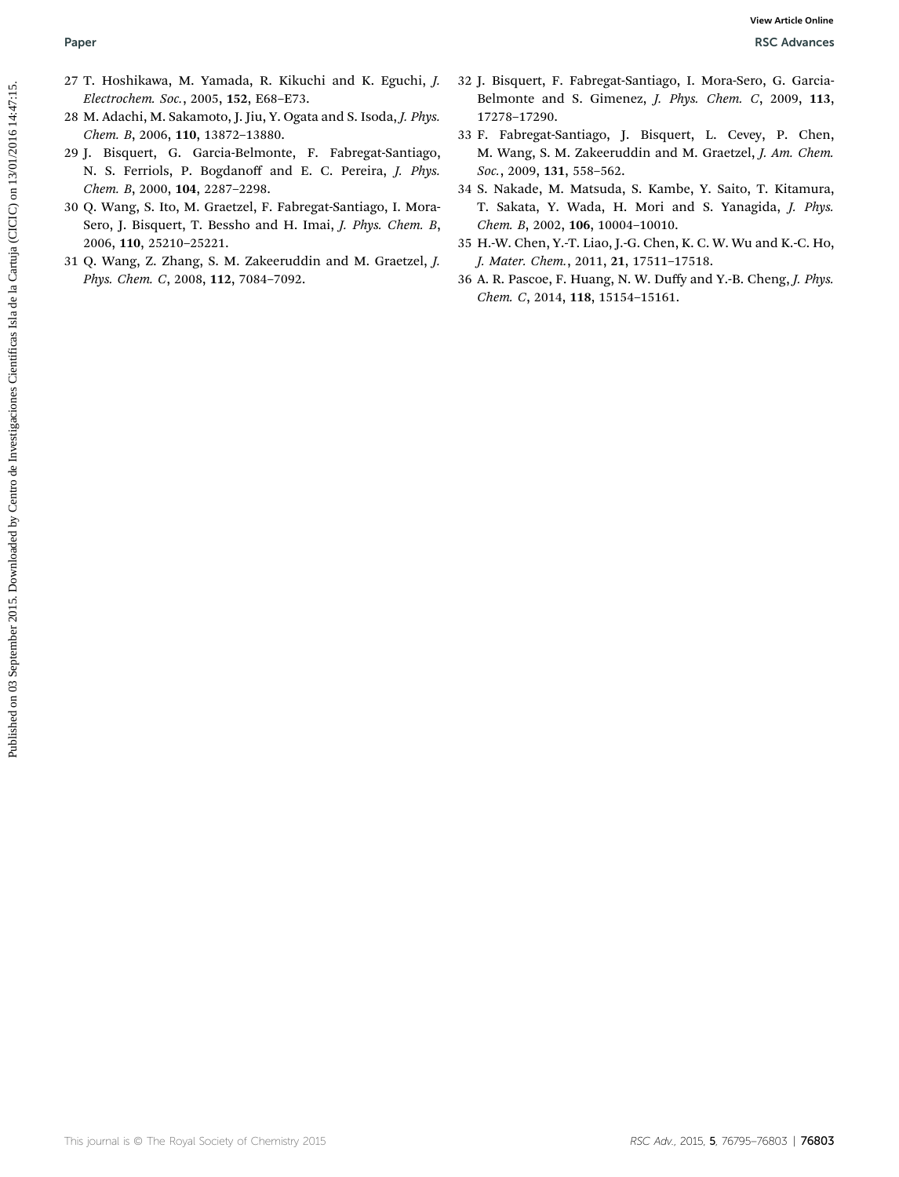27 T. Hoshikawa, M. Yamada, R. Kikuchi and K. Eguchi, *J. Electrochem. Soc.*, 2005, **152**, E68–E73.

28 M. Adachi, M. Sakamoto, J. Jiu, Y. Ogata and S. Isoda, *J. Phys. Chem. B*, 2006, **110**, 13872–13880.

29 J. Bisquert, G. Garcia-Belmonte, F. Fabregat-Santiago, N. S. Ferriols, P. Bogdanoff and E. C. Pereira, *J. Phys. Chem. B*, 2000, **104**, 2287–2298.

30 Q. Wang, S. Ito, M. Graetzel, F. Fabregat-Santiago, I. Mora-Sero, J. Bisquert, T. Bessho and H. Imai, *J. Phys. Chem. B*, 2006, **110**, 25210–25221.

31 Q. Wang, Z. Zhang, S. M. Zakeeruddin and M. Graetzel, *J. Phys. Chem. C*, 2008, **112**, 7084–7092.

32 J. Bisquert, F. Fabregat-Santiago, I. Mora-Sero, G. Garcia-Belmonte and S. Gimenez, *J. Phys. Chem. C*, 2009, **113**, 17278–17290.

33 F. Fabregat-Santiago, J. Bisquert, L. Cevey, P. Chen, M. Wang, S. M. Zakeeruddin and M. Graetzel, *J. Am. Chem. Soc.*, 2009, **131**, 558–562.

34 S. Nakade, M. Matsuda, S. Kambe, Y. Saito, T. Kitamura, T. Sakata, Y. Wada, H. Mori and S. Yanagida, *J. Phys. Chem. B*, 2002, **106**, 10004–10010.

35 H.-W. Chen, Y.-T. Liao, J.-G. Chen, K. C. W. Wu and K.-C. Ho, *J. Mater. Chem.*, 2011, **21**, 17511–17518.

36 A. R. Pascoe, F. Huang, N. W. Duffy and Y.-B. Cheng, *J. Phys. Chem. C*, 2014, **118**, 15154–15161.